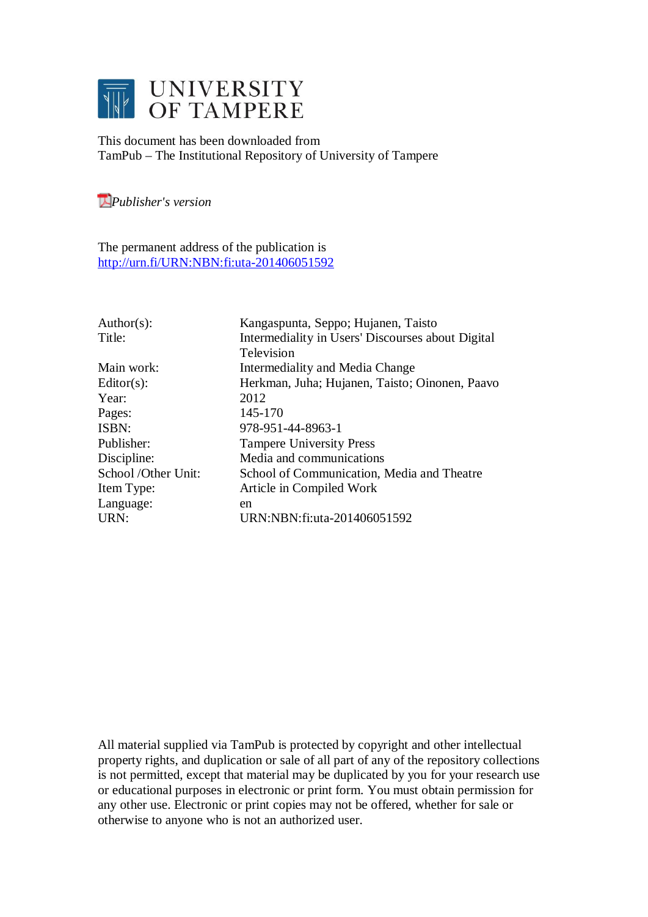# UNIVERSITY OF TAMPERE

This document has been downloaded from
TamPub – The Institutional Repository of University of Tampere

*Publisher's version*

The permanent address of the publication is
http://urn.fi/URN:NBN:fi:uta-201406051592

| | |
|---|---|
| Author(s): | Kangaspunta, Seppo; Hujanen, Taisto |
| Title: | Intermediality in Users' Discourses about Digital Television |
| Main work: | Intermediality and Media Change |
| Editor(s): | Herkman, Juha; Hujanen, Taisto; Oinonen, Paavo |
| Year: | 2012 |
| Pages: | 145-170 |
| ISBN: | 978-951-44-8963-1 |
| Publisher: | Tampere University Press |
| Discipline: | Media and communications |
| School /Other Unit: | School of Communication, Media and Theatre |
| Item Type: | Article in Compiled Work |
| Language: | en |
| URN: | URN:NBN:fi:uta-201406051592 |

All material supplied via TamPub is protected by copyright and other intellectual property rights, and duplication or sale of all part of any of the repository collections is not permitted, except that material may be duplicated by you for your research use or educational purposes in electronic or print form. You must obtain permission for any other use. Electronic or print copies may not be offered, whether for sale or otherwise to anyone who is not an authorized user.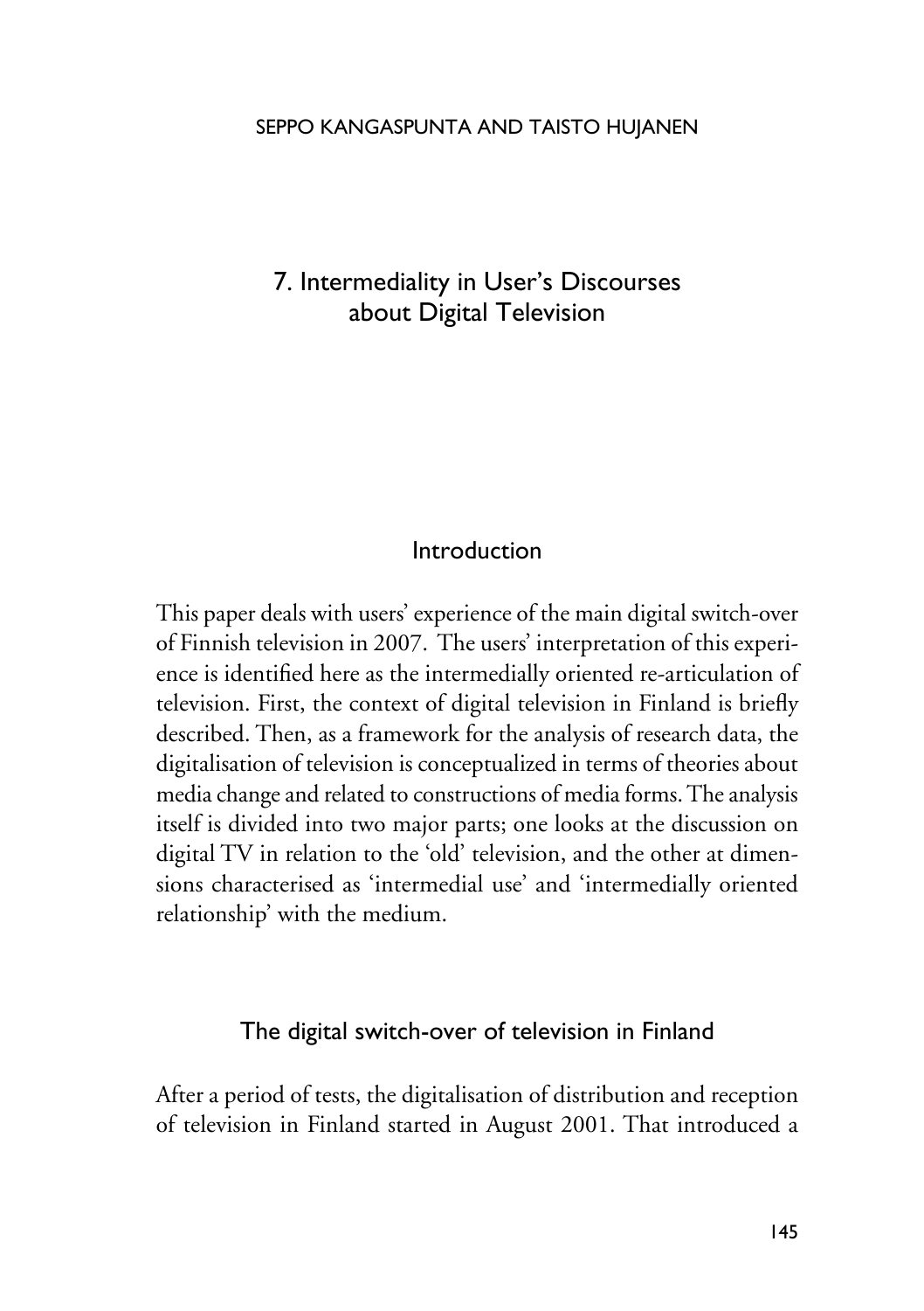SEPPO KANGASPUNTA AND TAISTO HUJANEN

# 7. Intermediality in User's Discourses about Digital Television

## Introduction

This paper deals with users' experience of the main digital switch-over of Finnish television in 2007. The users' interpretation of this experience is identified here as the intermedially oriented re-articulation of television. First, the context of digital television in Finland is briefly described. Then, as a framework for the analysis of research data, the digitalisation of television is conceptualized in terms of theories about media change and related to constructions of media forms. The analysis itself is divided into two major parts; one looks at the discussion on digital TV in relation to the 'old' television, and the other at dimensions characterised as 'intermedial use' and 'intermedially oriented relationship' with the medium.

## The digital switch-over of television in Finland

After a period of tests, the digitalisation of distribution and reception of television in Finland started in August 2001. That introduced a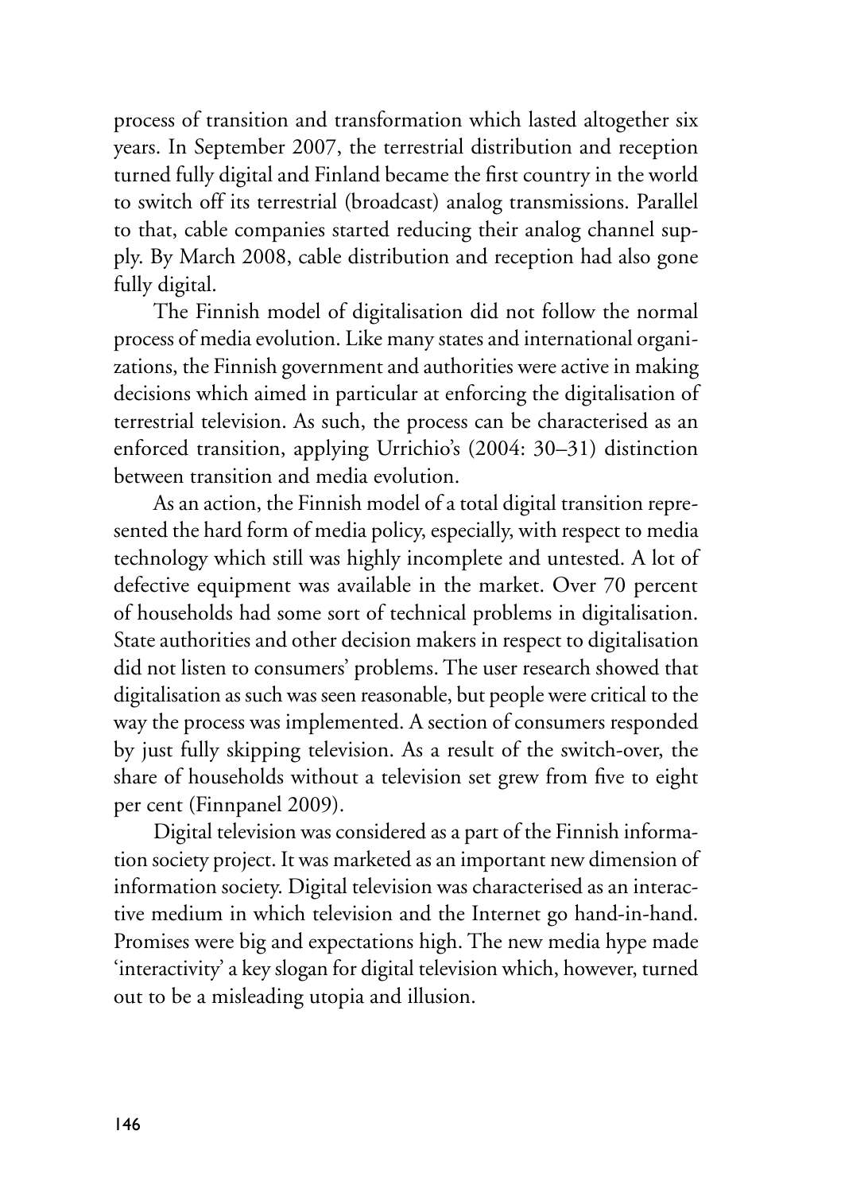process of transition and transformation which lasted altogether six years. In September 2007, the terrestrial distribution and reception turned fully digital and Finland became the first country in the world to switch off its terrestrial (broadcast) analog transmissions. Parallel to that, cable companies started reducing their analog channel supply. By March 2008, cable distribution and reception had also gone fully digital.

The Finnish model of digitalisation did not follow the normal process of media evolution. Like many states and international organizations, the Finnish government and authorities were active in making decisions which aimed in particular at enforcing the digitalisation of terrestrial television. As such, the process can be characterised as an enforced transition, applying Urrichio's (2004: 30–31) distinction between transition and media evolution.

As an action, the Finnish model of a total digital transition represented the hard form of media policy, especially, with respect to media technology which still was highly incomplete and untested. A lot of defective equipment was available in the market. Over 70 percent of households had some sort of technical problems in digitalisation. State authorities and other decision makers in respect to digitalisation did not listen to consumers' problems. The user research showed that digitalisation as such was seen reasonable, but people were critical to the way the process was implemented. A section of consumers responded by just fully skipping television. As a result of the switch-over, the share of households without a television set grew from five to eight per cent (Finnpanel 2009).

Digital television was considered as a part of the Finnish information society project. It was marketed as an important new dimension of information society. Digital television was characterised as an interactive medium in which television and the Internet go hand-in-hand. Promises were big and expectations high. The new media hype made 'interactivity' a key slogan for digital television which, however, turned out to be a misleading utopia and illusion.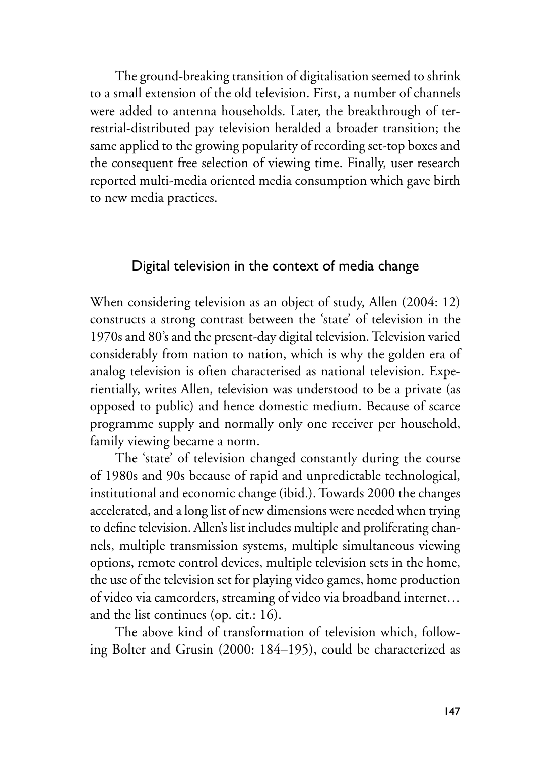The ground-breaking transition of digitalisation seemed to shrink to a small extension of the old television. First, a number of channels were added to antenna households. Later, the breakthrough of terrestrial-distributed pay television heralded a broader transition; the same applied to the growing popularity of recording set-top boxes and the consequent free selection of viewing time. Finally, user research reported multi-media oriented media consumption which gave birth to new media practices.

## Digital television in the context of media change

When considering television as an object of study, Allen (2004: 12) constructs a strong contrast between the 'state' of television in the 1970s and 80's and the present-day digital television. Television varied considerably from nation to nation, which is why the golden era of analog television is often characterised as national television. Experientially, writes Allen, television was understood to be a private (as opposed to public) and hence domestic medium. Because of scarce programme supply and normally only one receiver per household, family viewing became a norm.

The 'state' of television changed constantly during the course of 1980s and 90s because of rapid and unpredictable technological, institutional and economic change (ibid.). Towards 2000 the changes accelerated, and a long list of new dimensions were needed when trying to define television. Allen's list includes multiple and proliferating channels, multiple transmission systems, multiple simultaneous viewing options, remote control devices, multiple television sets in the home, the use of the television set for playing video games, home production of video via camcorders, streaming of video via broadband internet… and the list continues (op. cit.: 16).

The above kind of transformation of television which, following Bolter and Grusin (2000: 184–195), could be characterized as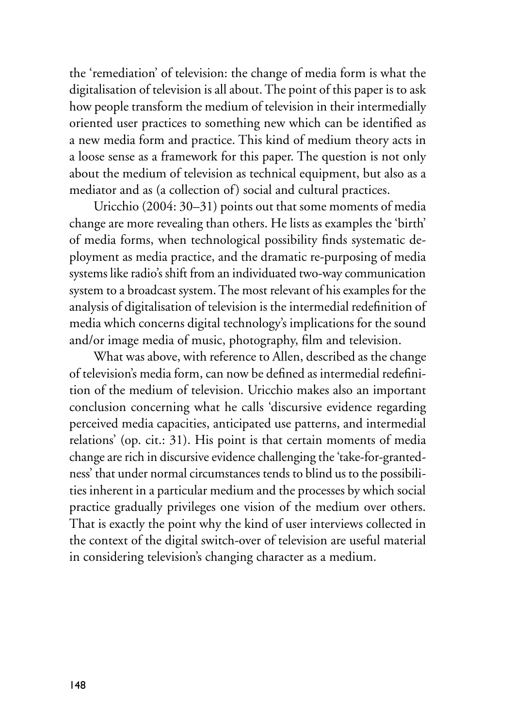the 'remediation' of television: the change of media form is what the digitalisation of television is all about. The point of this paper is to ask how people transform the medium of television in their intermedially oriented user practices to something new which can be identified as a new media form and practice. This kind of medium theory acts in a loose sense as a framework for this paper. The question is not only about the medium of television as technical equipment, but also as a mediator and as (a collection of) social and cultural practices.

Uricchio (2004: 30–31) points out that some moments of media change are more revealing than others. He lists as examples the 'birth' of media forms, when technological possibility finds systematic deployment as media practice, and the dramatic re-purposing of media systems like radio's shift from an individuated two-way communication system to a broadcast system. The most relevant of his examples for the analysis of digitalisation of television is the intermedial redefinition of media which concerns digital technology's implications for the sound and/or image media of music, photography, film and television.

What was above, with reference to Allen, described as the change of television's media form, can now be defined as intermedial redefinition of the medium of television. Uricchio makes also an important conclusion concerning what he calls 'discursive evidence regarding perceived media capacities, anticipated use patterns, and intermedial relations' (op. cit.: 31). His point is that certain moments of media change are rich in discursive evidence challenging the 'take-for-grantedness' that under normal circumstances tends to blind us to the possibilities inherent in a particular medium and the processes by which social practice gradually privileges one vision of the medium over others. That is exactly the point why the kind of user interviews collected in the context of the digital switch-over of television are useful material in considering television's changing character as a medium.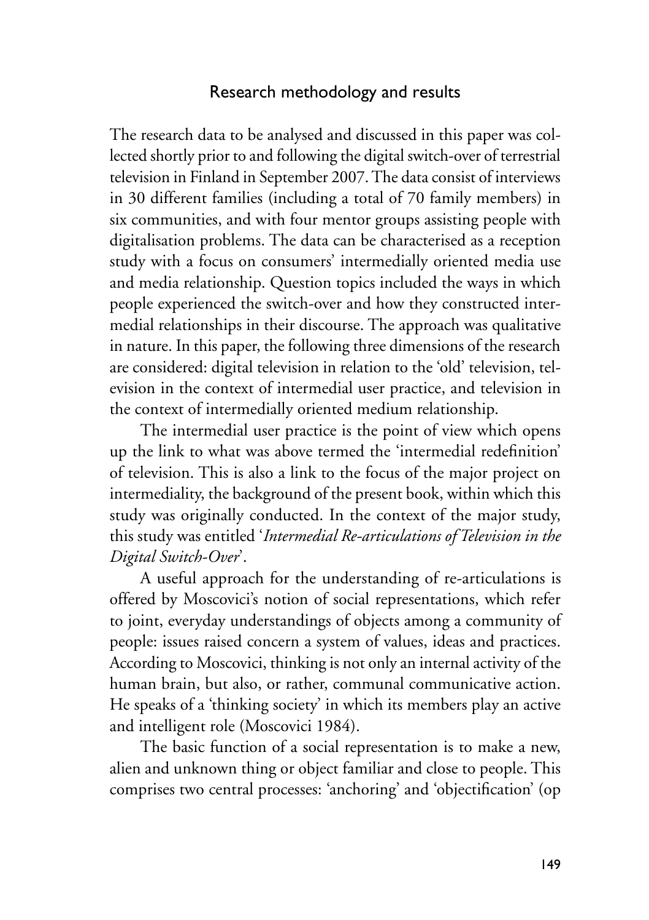## Research methodology and results

The research data to be analysed and discussed in this paper was collected shortly prior to and following the digital switch-over of terrestrial television in Finland in September 2007. The data consist of interviews in 30 different families (including a total of 70 family members) in six communities, and with four mentor groups assisting people with digitalisation problems. The data can be characterised as a reception study with a focus on consumers' intermedially oriented media use and media relationship. Question topics included the ways in which people experienced the switch-over and how they constructed intermedial relationships in their discourse. The approach was qualitative in nature. In this paper, the following three dimensions of the research are considered: digital television in relation to the 'old' television, television in the context of intermedial user practice, and television in the context of intermedially oriented medium relationship.

The intermedial user practice is the point of view which opens up the link to what was above termed the 'intermedial redefinition' of television. This is also a link to the focus of the major project on intermediality, the background of the present book, within which this study was originally conducted. In the context of the major study, this study was entitled '*Intermedial Re-articulations of Television in the Digital Switch-Over*'.

A useful approach for the understanding of re-articulations is offered by Moscovici's notion of social representations, which refer to joint, everyday understandings of objects among a community of people: issues raised concern a system of values, ideas and practices. According to Moscovici, thinking is not only an internal activity of the human brain, but also, or rather, communal communicative action. He speaks of a 'thinking society' in which its members play an active and intelligent role (Moscovici 1984).

The basic function of a social representation is to make a new, alien and unknown thing or object familiar and close to people. This comprises two central processes: 'anchoring' and 'objectification' (op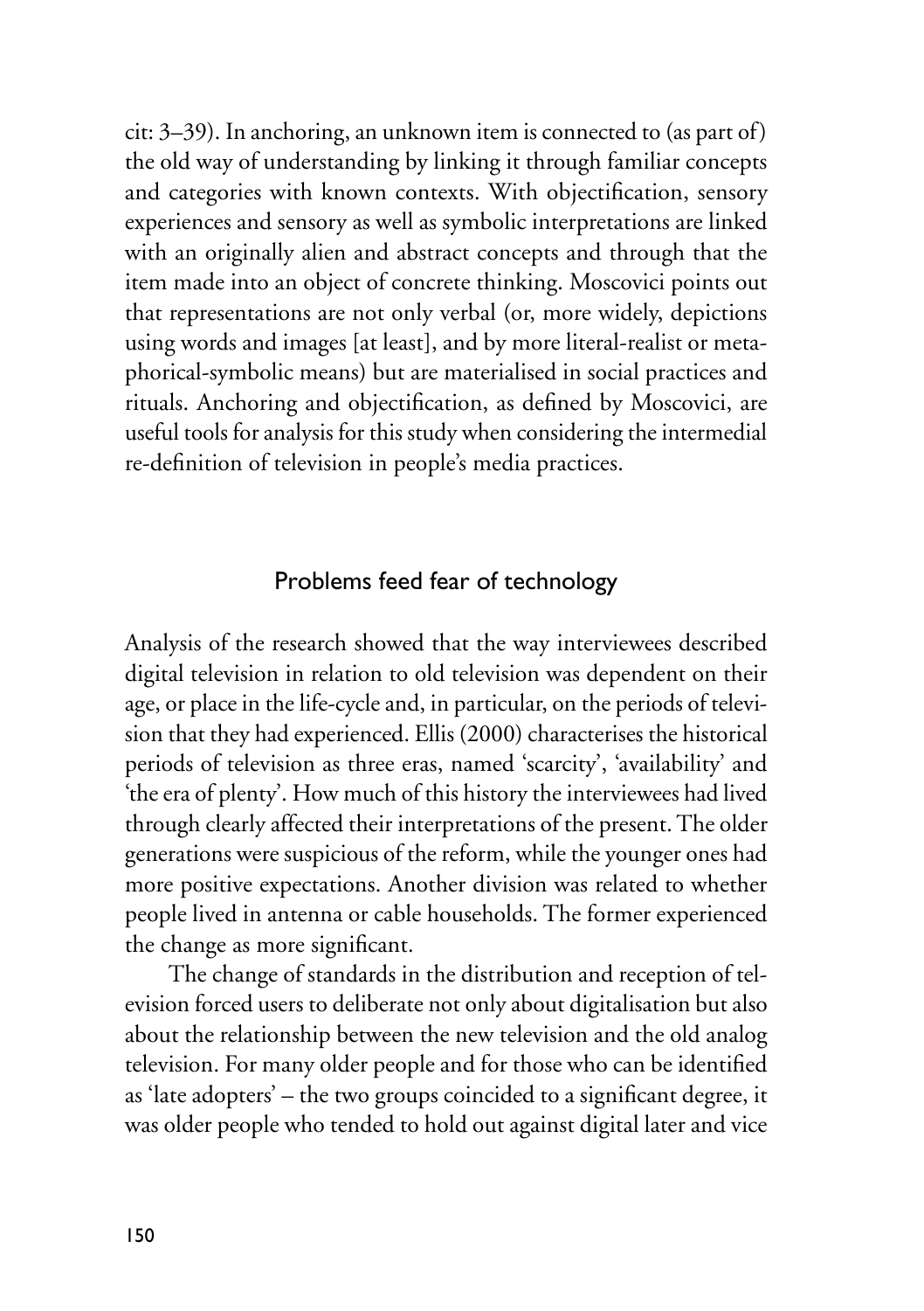cit: 3–39). In anchoring, an unknown item is connected to (as part of) the old way of understanding by linking it through familiar concepts and categories with known contexts. With objectification, sensory experiences and sensory as well as symbolic interpretations are linked with an originally alien and abstract concepts and through that the item made into an object of concrete thinking. Moscovici points out that representations are not only verbal (or, more widely, depictions using words and images [at least], and by more literal-realist or metaphorical-symbolic means) but are materialised in social practices and rituals. Anchoring and objectification, as defined by Moscovici, are useful tools for analysis for this study when considering the intermedial re-definition of television in people's media practices.

## Problems feed fear of technology

Analysis of the research showed that the way interviewees described digital television in relation to old television was dependent on their age, or place in the life-cycle and, in particular, on the periods of television that they had experienced. Ellis (2000) characterises the historical periods of television as three eras, named 'scarcity', 'availability' and 'the era of plenty'. How much of this history the interviewees had lived through clearly affected their interpretations of the present. The older generations were suspicious of the reform, while the younger ones had more positive expectations. Another division was related to whether people lived in antenna or cable households. The former experienced the change as more significant.

The change of standards in the distribution and reception of television forced users to deliberate not only about digitalisation but also about the relationship between the new television and the old analog television. For many older people and for those who can be identified as 'late adopters' – the two groups coincided to a significant degree, it was older people who tended to hold out against digital later and vice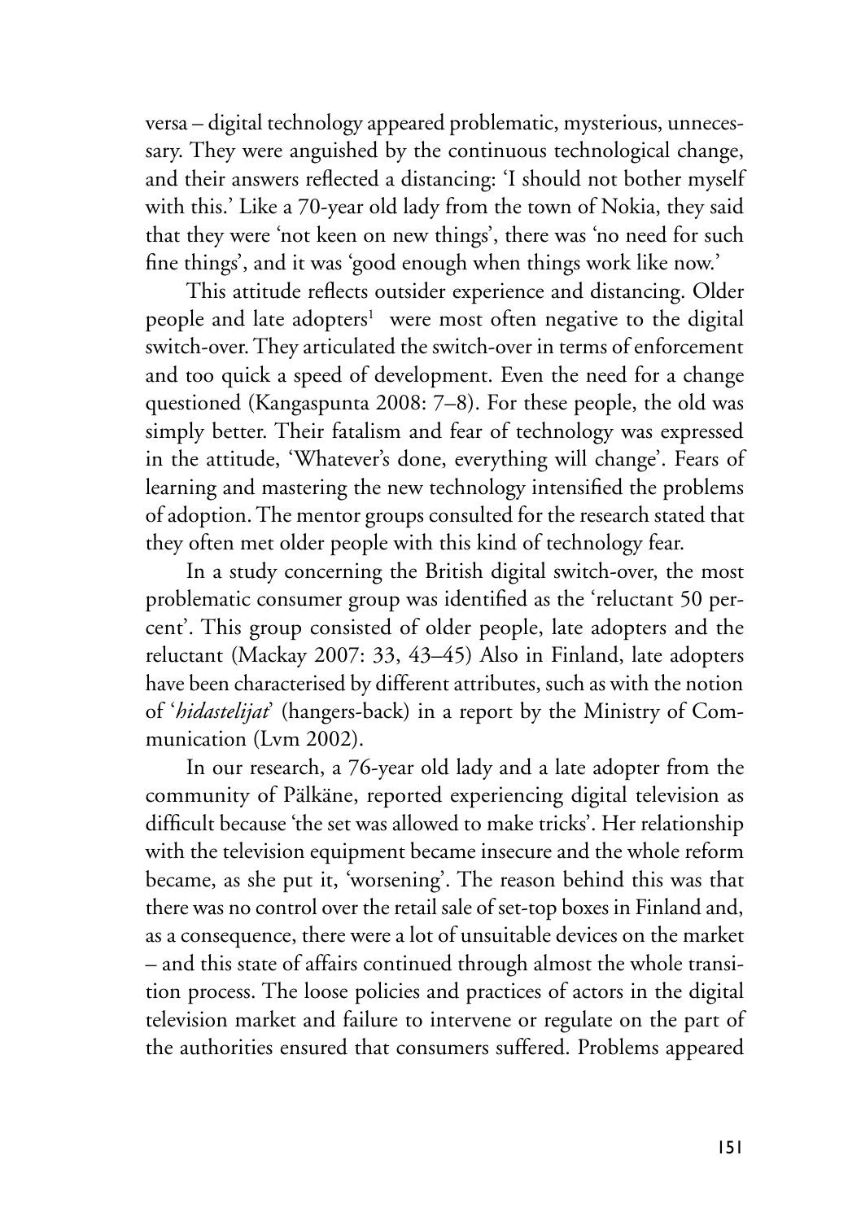versa – digital technology appeared problematic, mysterious, unnecessary. They were anguished by the continuous technological change, and their answers reflected a distancing: 'I should not bother myself with this.' Like a 70-year old lady from the town of Nokia, they said that they were 'not keen on new things', there was 'no need for such fine things', and it was 'good enough when things work like now.'

This attitude reflects outsider experience and distancing. Older people and late adopters[1] were most often negative to the digital switch-over. They articulated the switch-over in terms of enforcement and too quick a speed of development. Even the need for a change questioned (Kangaspunta 2008: 7–8). For these people, the old was simply better. Their fatalism and fear of technology was expressed in the attitude, 'Whatever's done, everything will change'. Fears of learning and mastering the new technology intensified the problems of adoption. The mentor groups consulted for the research stated that they often met older people with this kind of technology fear.

In a study concerning the British digital switch-over, the most problematic consumer group was identified as the 'reluctant 50 percent'. This group consisted of older people, late adopters and the reluctant (Mackay 2007: 33, 43–45) Also in Finland, late adopters have been characterised by different attributes, such as with the notion of '*hidastelijat*' (hangers-back) in a report by the Ministry of Communication (Lvm 2002).

In our research, a 76-year old lady and a late adopter from the community of Pälkäne, reported experiencing digital television as difficult because 'the set was allowed to make tricks'. Her relationship with the television equipment became insecure and the whole reform became, as she put it, 'worsening'. The reason behind this was that there was no control over the retail sale of set-top boxes in Finland and, as a consequence, there were a lot of unsuitable devices on the market – and this state of affairs continued through almost the whole transition process. The loose policies and practices of actors in the digital television market and failure to intervene or regulate on the part of the authorities ensured that consumers suffered. Problems appeared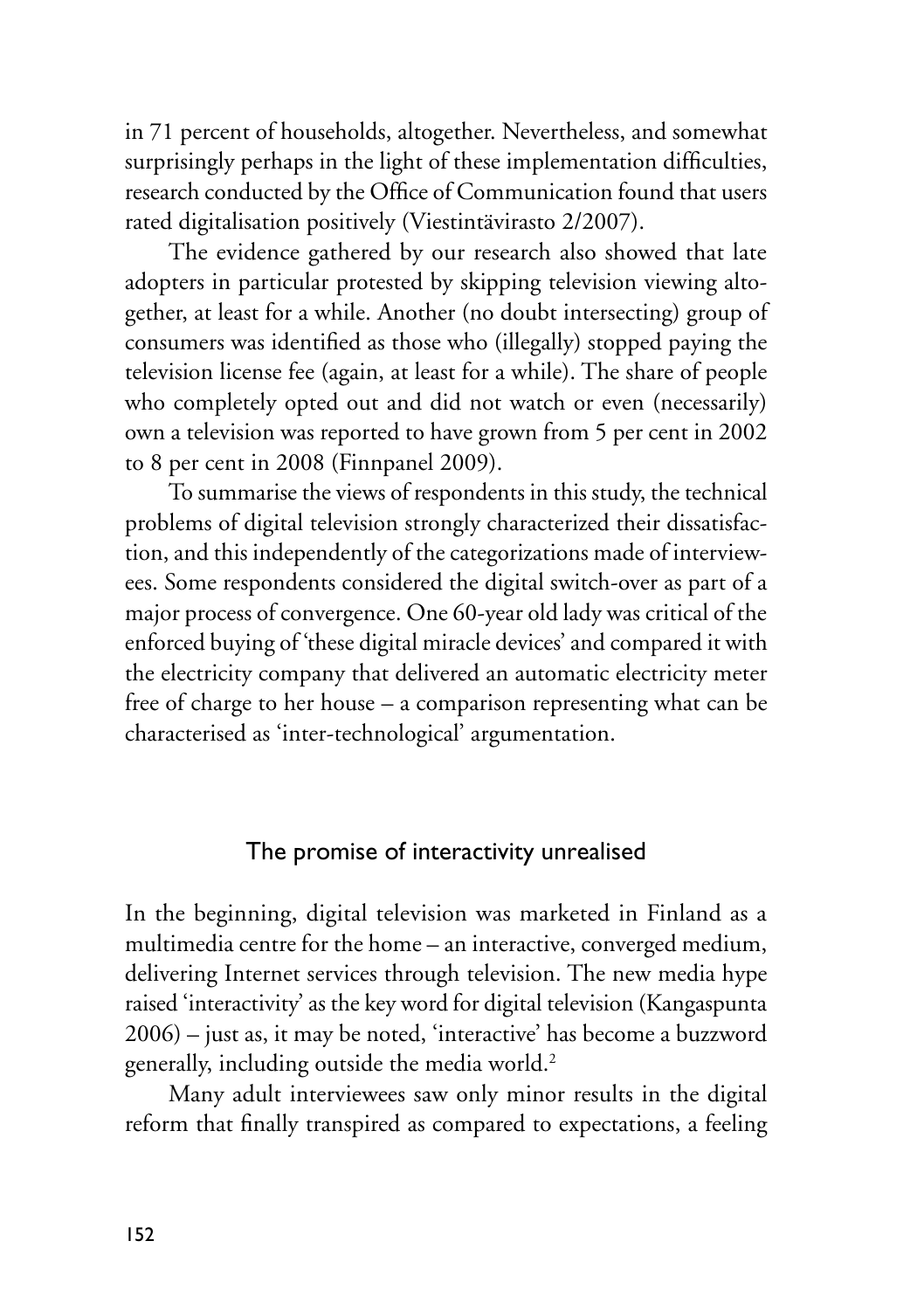in 71 percent of households, altogether. Nevertheless, and somewhat surprisingly perhaps in the light of these implementation difficulties, research conducted by the Office of Communication found that users rated digitalisation positively (Viestintävirasto 2/2007).

The evidence gathered by our research also showed that late adopters in particular protested by skipping television viewing altogether, at least for a while. Another (no doubt intersecting) group of consumers was identified as those who (illegally) stopped paying the television license fee (again, at least for a while). The share of people who completely opted out and did not watch or even (necessarily) own a television was reported to have grown from 5 per cent in 2002 to 8 per cent in 2008 (Finnpanel 2009).

To summarise the views of respondents in this study, the technical problems of digital television strongly characterized their dissatisfaction, and this independently of the categorizations made of interviewees. Some respondents considered the digital switch-over as part of a major process of convergence. One 60-year old lady was critical of the enforced buying of 'these digital miracle devices' and compared it with the electricity company that delivered an automatic electricity meter free of charge to her house – a comparison representing what can be characterised as 'inter-technological' argumentation.

## The promise of interactivity unrealised

In the beginning, digital television was marketed in Finland as a multimedia centre for the home – an interactive, converged medium, delivering Internet services through television. The new media hype raised 'interactivity' as the key word for digital television (Kangaspunta 2006) – just as, it may be noted, 'interactive' has become a buzzword generally, including outside the media world.[2]

Many adult interviewees saw only minor results in the digital reform that finally transpired as compared to expectations, a feeling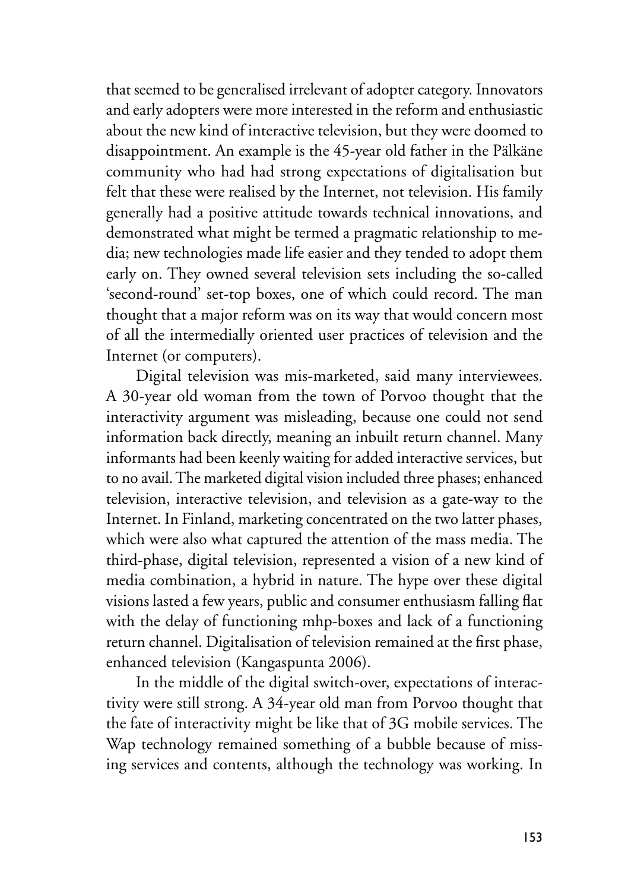that seemed to be generalised irrelevant of adopter category. Innovators and early adopters were more interested in the reform and enthusiastic about the new kind of interactive television, but they were doomed to disappointment. An example is the 45-year old father in the Pälkäne community who had had strong expectations of digitalisation but felt that these were realised by the Internet, not television. His family generally had a positive attitude towards technical innovations, and demonstrated what might be termed a pragmatic relationship to media; new technologies made life easier and they tended to adopt them early on. They owned several television sets including the so-called 'second-round' set-top boxes, one of which could record. The man thought that a major reform was on its way that would concern most of all the intermedially oriented user practices of television and the Internet (or computers).

Digital television was mis-marketed, said many interviewees. A 30-year old woman from the town of Porvoo thought that the interactivity argument was misleading, because one could not send information back directly, meaning an inbuilt return channel. Many informants had been keenly waiting for added interactive services, but to no avail. The marketed digital vision included three phases; enhanced television, interactive television, and television as a gate-way to the Internet. In Finland, marketing concentrated on the two latter phases, which were also what captured the attention of the mass media. The third-phase, digital television, represented a vision of a new kind of media combination, a hybrid in nature. The hype over these digital visions lasted a few years, public and consumer enthusiasm falling flat with the delay of functioning mhp-boxes and lack of a functioning return channel. Digitalisation of television remained at the first phase, enhanced television (Kangaspunta 2006).

In the middle of the digital switch-over, expectations of interactivity were still strong. A 34-year old man from Porvoo thought that the fate of interactivity might be like that of 3G mobile services. The Wap technology remained something of a bubble because of missing services and contents, although the technology was working. In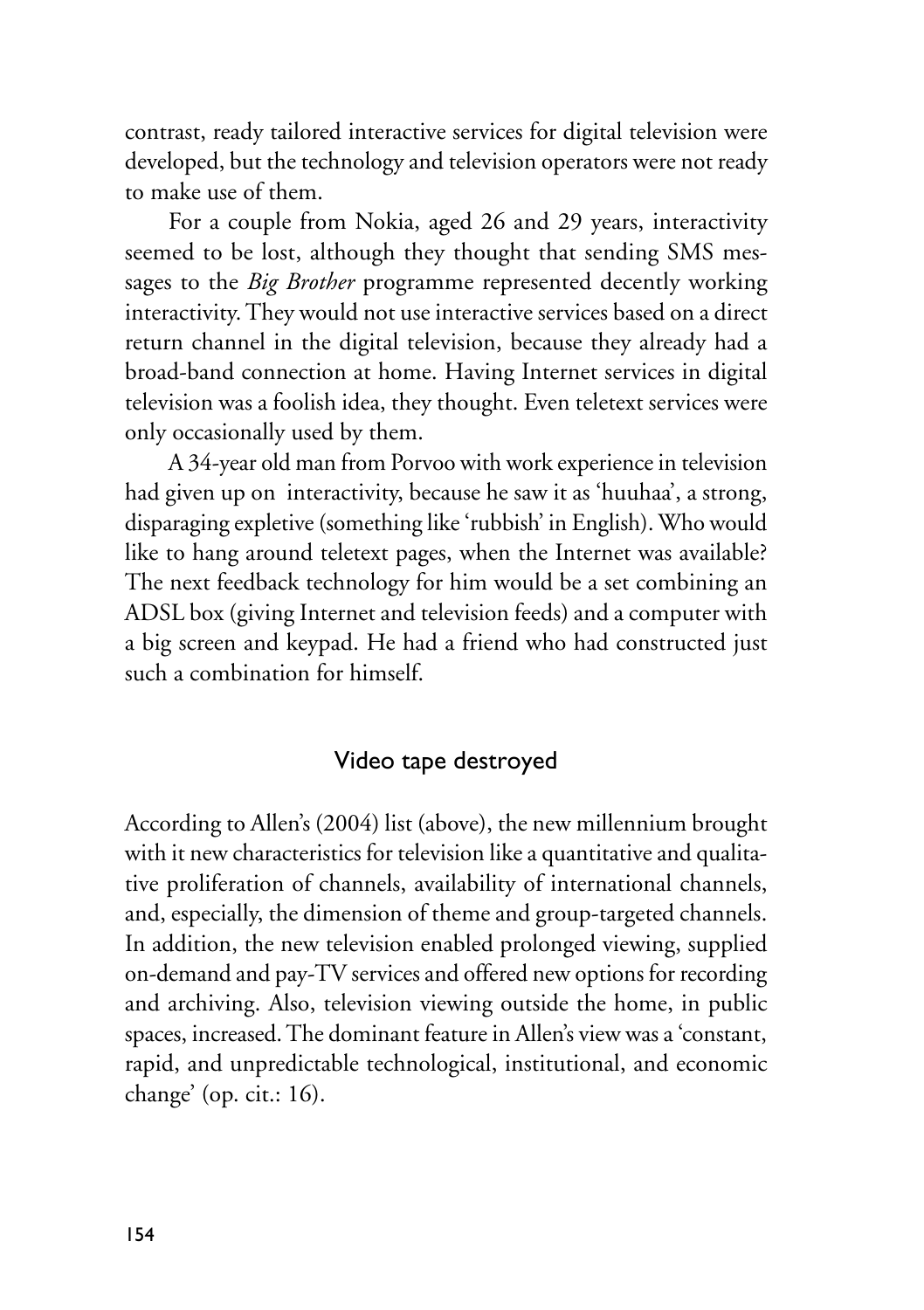contrast, ready tailored interactive services for digital television were developed, but the technology and television operators were not ready to make use of them.

For a couple from Nokia, aged 26 and 29 years, interactivity seemed to be lost, although they thought that sending SMS messages to the *Big Brother* programme represented decently working interactivity. They would not use interactive services based on a direct return channel in the digital television, because they already had a broad-band connection at home. Having Internet services in digital television was a foolish idea, they thought. Even teletext services were only occasionally used by them.

A 34-year old man from Porvoo with work experience in television had given up on interactivity, because he saw it as 'huuhaa', a strong, disparaging expletive (something like 'rubbish' in English). Who would like to hang around teletext pages, when the Internet was available? The next feedback technology for him would be a set combining an ADSL box (giving Internet and television feeds) and a computer with a big screen and keypad. He had a friend who had constructed just such a combination for himself.

## Video tape destroyed

According to Allen's (2004) list (above), the new millennium brought with it new characteristics for television like a quantitative and qualitative proliferation of channels, availability of international channels, and, especially, the dimension of theme and group-targeted channels. In addition, the new television enabled prolonged viewing, supplied on-demand and pay-TV services and offered new options for recording and archiving. Also, television viewing outside the home, in public spaces, increased. The dominant feature in Allen's view was a 'constant, rapid, and unpredictable technological, institutional, and economic change' (op. cit.: 16).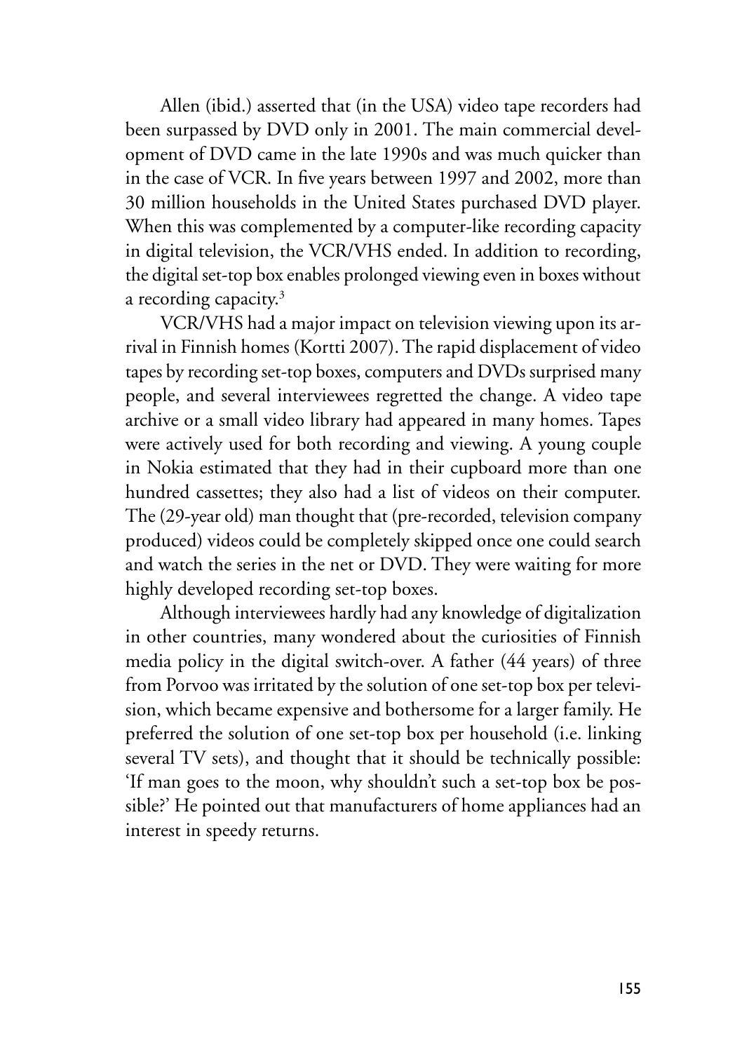Allen (ibid.) asserted that (in the USA) video tape recorders had been surpassed by DVD only in 2001. The main commercial development of DVD came in the late 1990s and was much quicker than in the case of VCR. In five years between 1997 and 2002, more than 30 million households in the United States purchased DVD player. When this was complemented by a computer-like recording capacity in digital television, the VCR/VHS ended. In addition to recording, the digital set-top box enables prolonged viewing even in boxes without a recording capacity.[3]

VCR/VHS had a major impact on television viewing upon its arrival in Finnish homes (Kortti 2007). The rapid displacement of video tapes by recording set-top boxes, computers and DVDs surprised many people, and several interviewees regretted the change. A video tape archive or a small video library had appeared in many homes. Tapes were actively used for both recording and viewing. A young couple in Nokia estimated that they had in their cupboard more than one hundred cassettes; they also had a list of videos on their computer. The (29-year old) man thought that (pre-recorded, television company produced) videos could be completely skipped once one could search and watch the series in the net or DVD. They were waiting for more highly developed recording set-top boxes.

Although interviewees hardly had any knowledge of digitalization in other countries, many wondered about the curiosities of Finnish media policy in the digital switch-over. A father (44 years) of three from Porvoo was irritated by the solution of one set-top box per television, which became expensive and bothersome for a larger family. He preferred the solution of one set-top box per household (i.e. linking several TV sets), and thought that it should be technically possible: 'If man goes to the moon, why shouldn't such a set-top box be possible?' He pointed out that manufacturers of home appliances had an interest in speedy returns.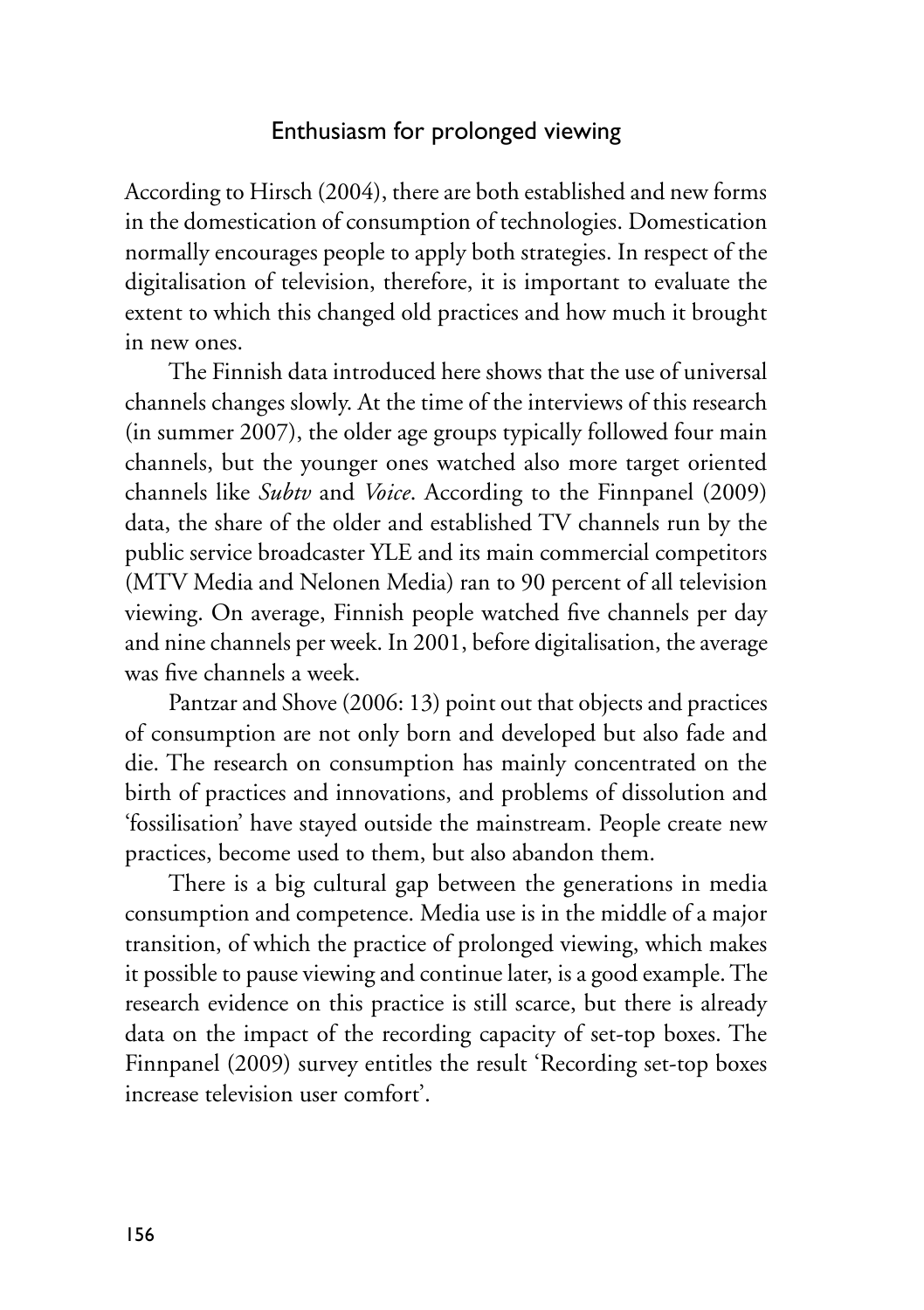## Enthusiasm for prolonged viewing

According to Hirsch (2004), there are both established and new forms in the domestication of consumption of technologies. Domestication normally encourages people to apply both strategies. In respect of the digitalisation of television, therefore, it is important to evaluate the extent to which this changed old practices and how much it brought in new ones.

The Finnish data introduced here shows that the use of universal channels changes slowly. At the time of the interviews of this research (in summer 2007), the older age groups typically followed four main channels, but the younger ones watched also more target oriented channels like *Subtv* and *Voice*. According to the Finnpanel (2009) data, the share of the older and established TV channels run by the public service broadcaster YLE and its main commercial competitors (MTV Media and Nelonen Media) ran to 90 percent of all television viewing. On average, Finnish people watched five channels per day and nine channels per week. In 2001, before digitalisation, the average was five channels a week.

Pantzar and Shove (2006: 13) point out that objects and practices of consumption are not only born and developed but also fade and die. The research on consumption has mainly concentrated on the birth of practices and innovations, and problems of dissolution and 'fossilisation' have stayed outside the mainstream. People create new practices, become used to them, but also abandon them.

There is a big cultural gap between the generations in media consumption and competence. Media use is in the middle of a major transition, of which the practice of prolonged viewing, which makes it possible to pause viewing and continue later, is a good example. The research evidence on this practice is still scarce, but there is already data on the impact of the recording capacity of set-top boxes. The Finnpanel (2009) survey entitles the result 'Recording set-top boxes increase television user comfort'.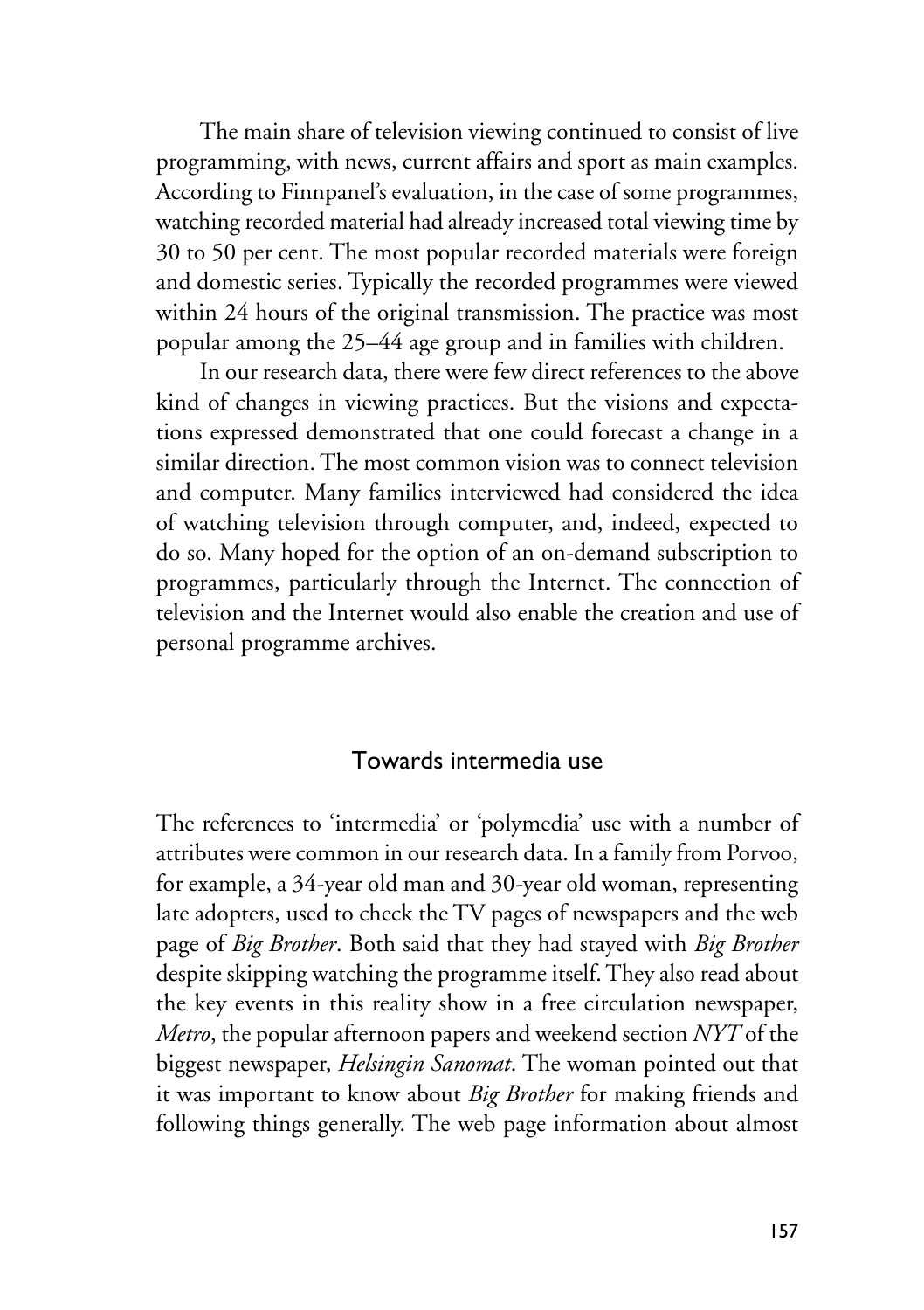The main share of television viewing continued to consist of live programming, with news, current affairs and sport as main examples. According to Finnpanel's evaluation, in the case of some programmes, watching recorded material had already increased total viewing time by 30 to 50 per cent. The most popular recorded materials were foreign and domestic series. Typically the recorded programmes were viewed within 24 hours of the original transmission. The practice was most popular among the 25–44 age group and in families with children.

In our research data, there were few direct references to the above kind of changes in viewing practices. But the visions and expectations expressed demonstrated that one could forecast a change in a similar direction. The most common vision was to connect television and computer. Many families interviewed had considered the idea of watching television through computer, and, indeed, expected to do so. Many hoped for the option of an on-demand subscription to programmes, particularly through the Internet. The connection of television and the Internet would also enable the creation and use of personal programme archives.

## Towards intermedia use

The references to 'intermedia' or 'polymedia' use with a number of attributes were common in our research data. In a family from Porvoo, for example, a 34-year old man and 30-year old woman, representing late adopters, used to check the TV pages of newspapers and the web page of *Big Brother*. Both said that they had stayed with *Big Brother* despite skipping watching the programme itself. They also read about the key events in this reality show in a free circulation newspaper, *Metro*, the popular afternoon papers and weekend section *NYT* of the biggest newspaper, *Helsingin Sanomat*. The woman pointed out that it was important to know about *Big Brother* for making friends and following things generally. The web page information about almost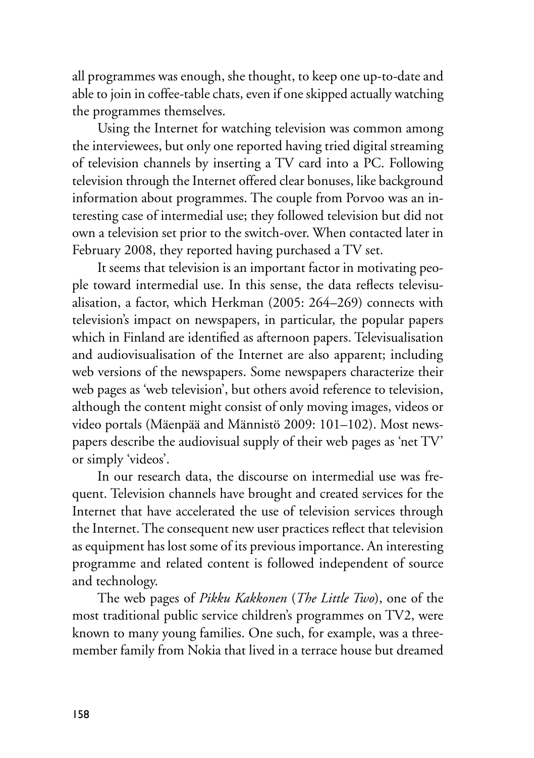all programmes was enough, she thought, to keep one up-to-date and able to join in coffee-table chats, even if one skipped actually watching the programmes themselves.

Using the Internet for watching television was common among the interviewees, but only one reported having tried digital streaming of television channels by inserting a TV card into a PC. Following television through the Internet offered clear bonuses, like background information about programmes. The couple from Porvoo was an interesting case of intermedial use; they followed television but did not own a television set prior to the switch-over. When contacted later in February 2008, they reported having purchased a TV set.

It seems that television is an important factor in motivating people toward intermedial use. In this sense, the data reflects televisualisation, a factor, which Herkman (2005: 264–269) connects with television's impact on newspapers, in particular, the popular papers which in Finland are identified as afternoon papers. Televisualisation and audiovisualisation of the Internet are also apparent; including web versions of the newspapers. Some newspapers characterize their web pages as 'web television', but others avoid reference to television, although the content might consist of only moving images, videos or video portals (Mäenpää and Männistö 2009: 101–102). Most newspapers describe the audiovisual supply of their web pages as 'net TV' or simply 'videos'.

In our research data, the discourse on intermedial use was frequent. Television channels have brought and created services for the Internet that have accelerated the use of television services through the Internet. The consequent new user practices reflect that television as equipment has lost some of its previous importance. An interesting programme and related content is followed independent of source and technology.

The web pages of *Pikku Kakkonen* (*The Little Two*), one of the most traditional public service children's programmes on TV2, were known to many young families. One such, for example, was a three-member family from Nokia that lived in a terrace house but dreamed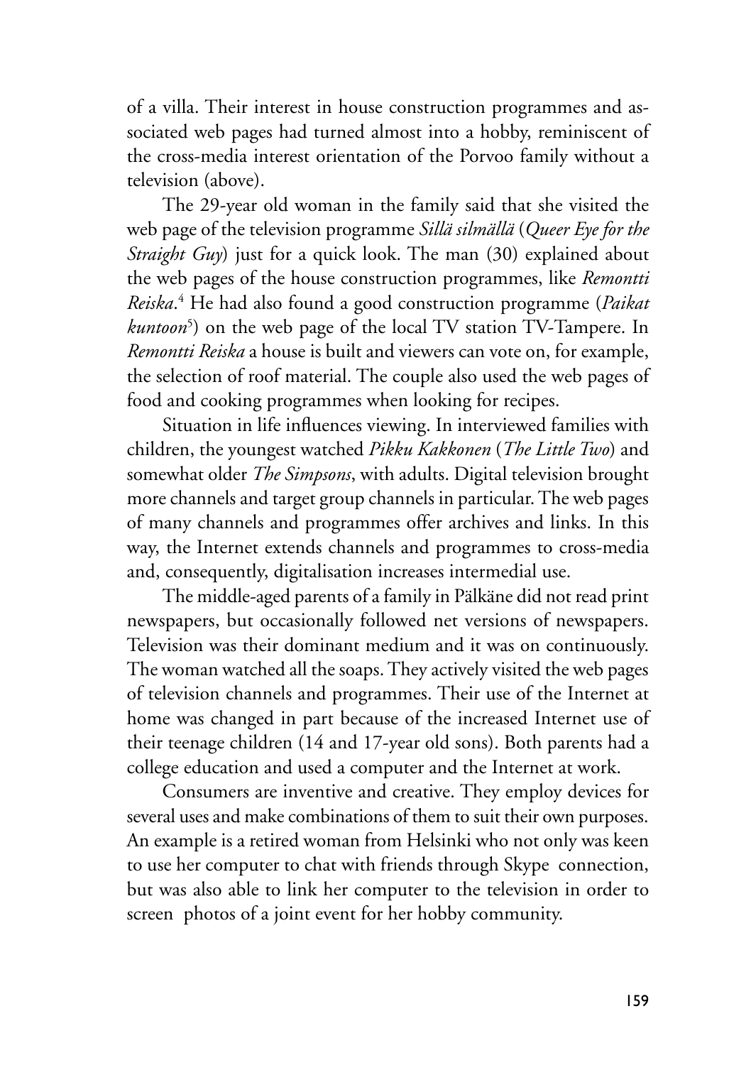of a villa. Their interest in house construction programmes and associated web pages had turned almost into a hobby, reminiscent of the cross-media interest orientation of the Porvoo family without a television (above).

The 29-year old woman in the family said that she visited the web page of the television programme *Sillä silmällä* (*Queer Eye for the Straight Guy*) just for a quick look. The man (30) explained about the web pages of the house construction programmes, like *Remontti Reiska*.[4] He had also found a good construction programme (*Paikat kuntoon*[5]) on the web page of the local TV station TV-Tampere. In *Remontti Reiska* a house is built and viewers can vote on, for example, the selection of roof material. The couple also used the web pages of food and cooking programmes when looking for recipes.

Situation in life influences viewing. In interviewed families with children, the youngest watched *Pikku Kakkonen* (*The Little Two*) and somewhat older *The Simpsons*, with adults. Digital television brought more channels and target group channels in particular. The web pages of many channels and programmes offer archives and links. In this way, the Internet extends channels and programmes to cross-media and, consequently, digitalisation increases intermedial use.

The middle-aged parents of a family in Pälkäne did not read print newspapers, but occasionally followed net versions of newspapers. Television was their dominant medium and it was on continuously. The woman watched all the soaps. They actively visited the web pages of television channels and programmes. Their use of the Internet at home was changed in part because of the increased Internet use of their teenage children (14 and 17-year old sons). Both parents had a college education and used a computer and the Internet at work.

Consumers are inventive and creative. They employ devices for several uses and make combinations of them to suit their own purposes. An example is a retired woman from Helsinki who not only was keen to use her computer to chat with friends through Skype connection, but was also able to link her computer to the television in order to screen photos of a joint event for her hobby community.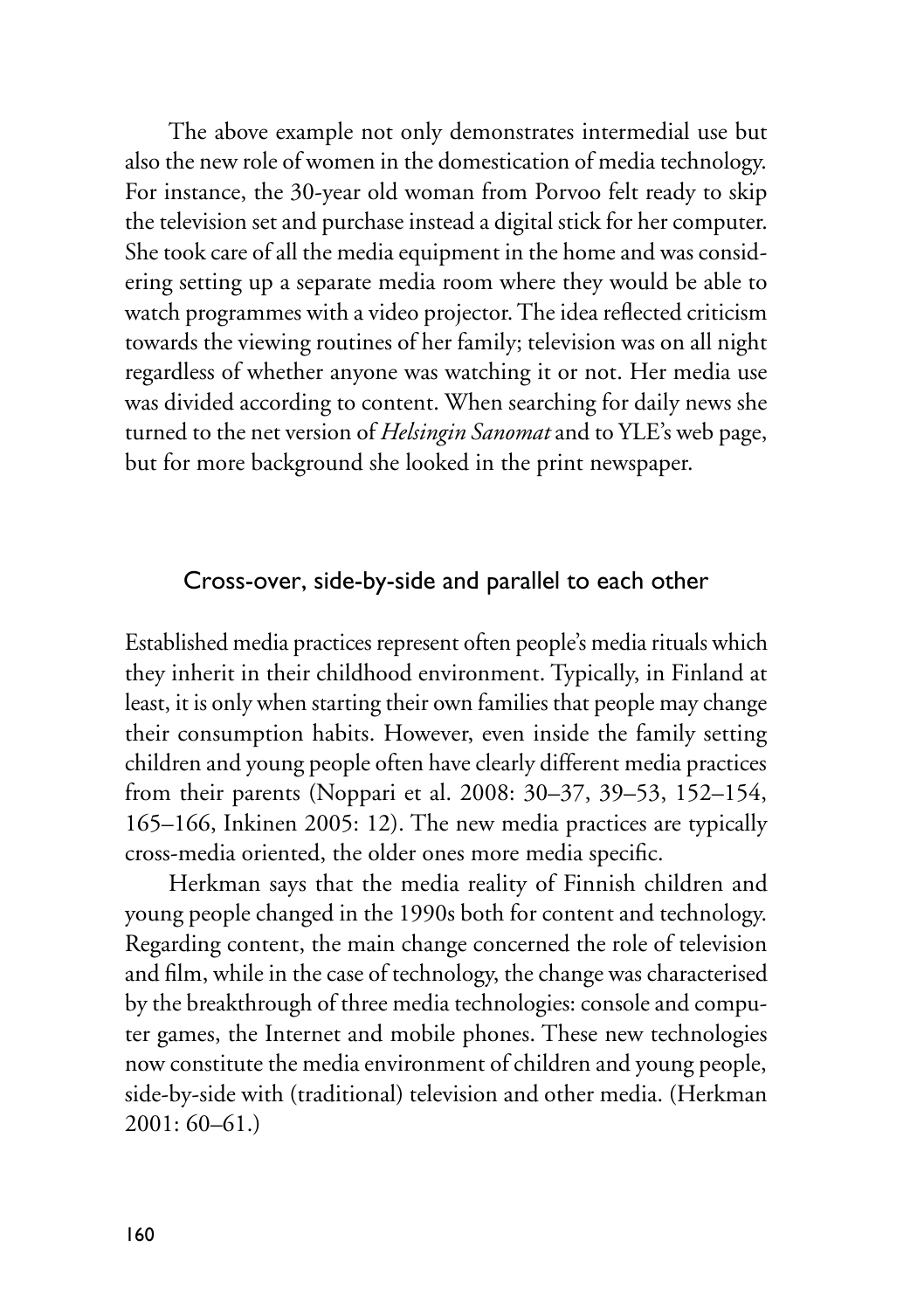The above example not only demonstrates intermedial use but also the new role of women in the domestication of media technology. For instance, the 30-year old woman from Porvoo felt ready to skip the television set and purchase instead a digital stick for her computer. She took care of all the media equipment in the home and was considering setting up a separate media room where they would be able to watch programmes with a video projector. The idea reflected criticism towards the viewing routines of her family; television was on all night regardless of whether anyone was watching it or not. Her media use was divided according to content. When searching for daily news she turned to the net version of *Helsingin Sanomat* and to YLE's web page, but for more background she looked in the print newspaper.

## Cross-over, side-by-side and parallel to each other

Established media practices represent often people's media rituals which they inherit in their childhood environment. Typically, in Finland at least, it is only when starting their own families that people may change their consumption habits. However, even inside the family setting children and young people often have clearly different media practices from their parents (Noppari et al. 2008: 30–37, 39–53, 152–154, 165–166, Inkinen 2005: 12). The new media practices are typically cross-media oriented, the older ones more media specific.

Herkman says that the media reality of Finnish children and young people changed in the 1990s both for content and technology. Regarding content, the main change concerned the role of television and film, while in the case of technology, the change was characterised by the breakthrough of three media technologies: console and computer games, the Internet and mobile phones. These new technologies now constitute the media environment of children and young people, side-by-side with (traditional) television and other media. (Herkman 2001: 60–61.)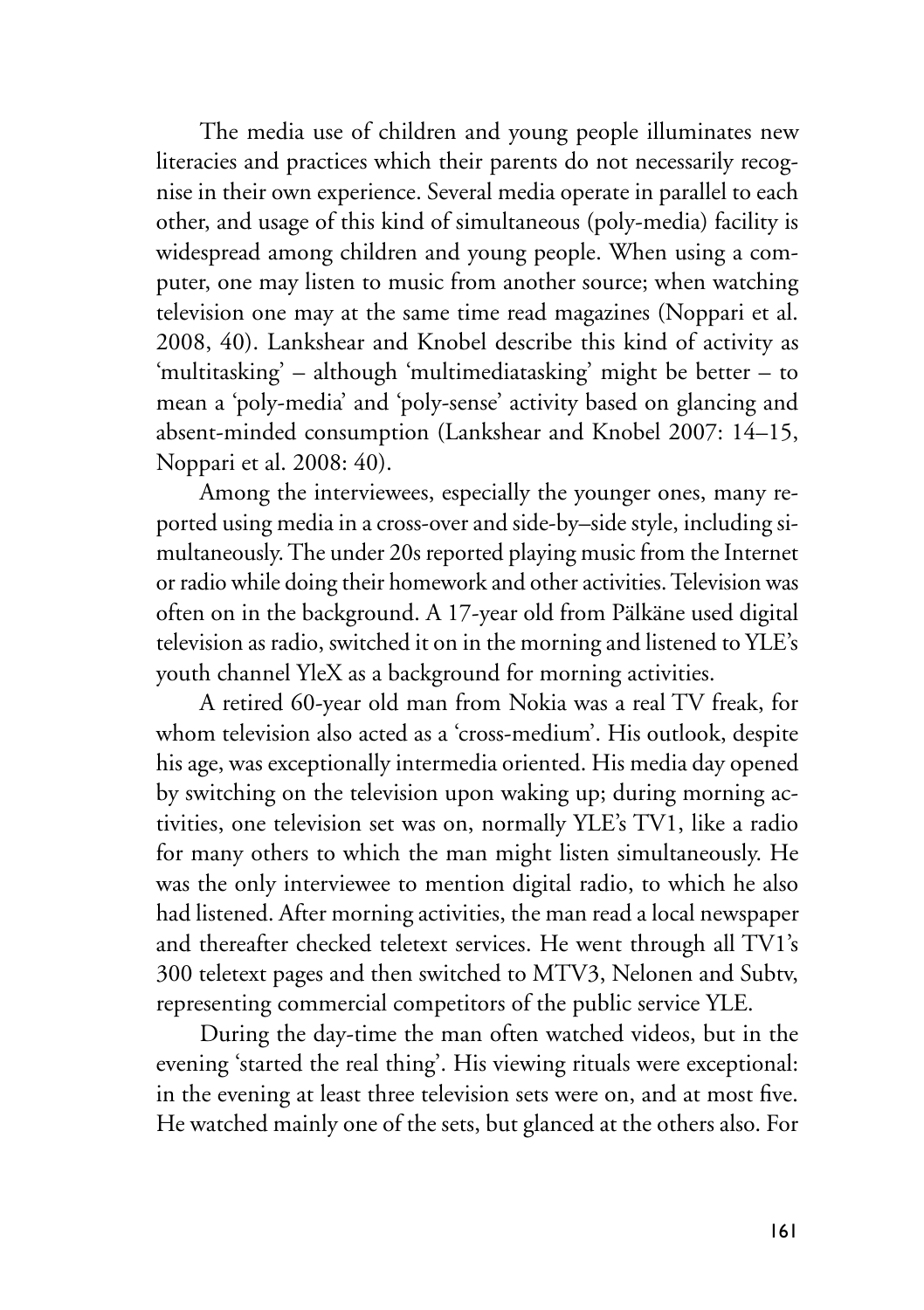The media use of children and young people illuminates new literacies and practices which their parents do not necessarily recognise in their own experience. Several media operate in parallel to each other, and usage of this kind of simultaneous (poly-media) facility is widespread among children and young people. When using a computer, one may listen to music from another source; when watching television one may at the same time read magazines (Noppari et al. 2008, 40). Lankshear and Knobel describe this kind of activity as 'multitasking' – although 'multimediatasking' might be better – to mean a 'poly-media' and 'poly-sense' activity based on glancing and absent-minded consumption (Lankshear and Knobel 2007: 14–15, Noppari et al. 2008: 40).

Among the interviewees, especially the younger ones, many reported using media in a cross-over and side-by–side style, including simultaneously. The under 20s reported playing music from the Internet or radio while doing their homework and other activities. Television was often on in the background. A 17-year old from Pälkäne used digital television as radio, switched it on in the morning and listened to YLE's youth channel YleX as a background for morning activities.

A retired 60-year old man from Nokia was a real TV freak, for whom television also acted as a 'cross-medium'. His outlook, despite his age, was exceptionally intermedia oriented. His media day opened by switching on the television upon waking up; during morning activities, one television set was on, normally YLE's TV1, like a radio for many others to which the man might listen simultaneously. He was the only interviewee to mention digital radio, to which he also had listened. After morning activities, the man read a local newspaper and thereafter checked teletext services. He went through all TV1's 300 teletext pages and then switched to MTV3, Nelonen and Subtv, representing commercial competitors of the public service YLE.

During the day-time the man often watched videos, but in the evening 'started the real thing'. His viewing rituals were exceptional: in the evening at least three television sets were on, and at most five. He watched mainly one of the sets, but glanced at the others also. For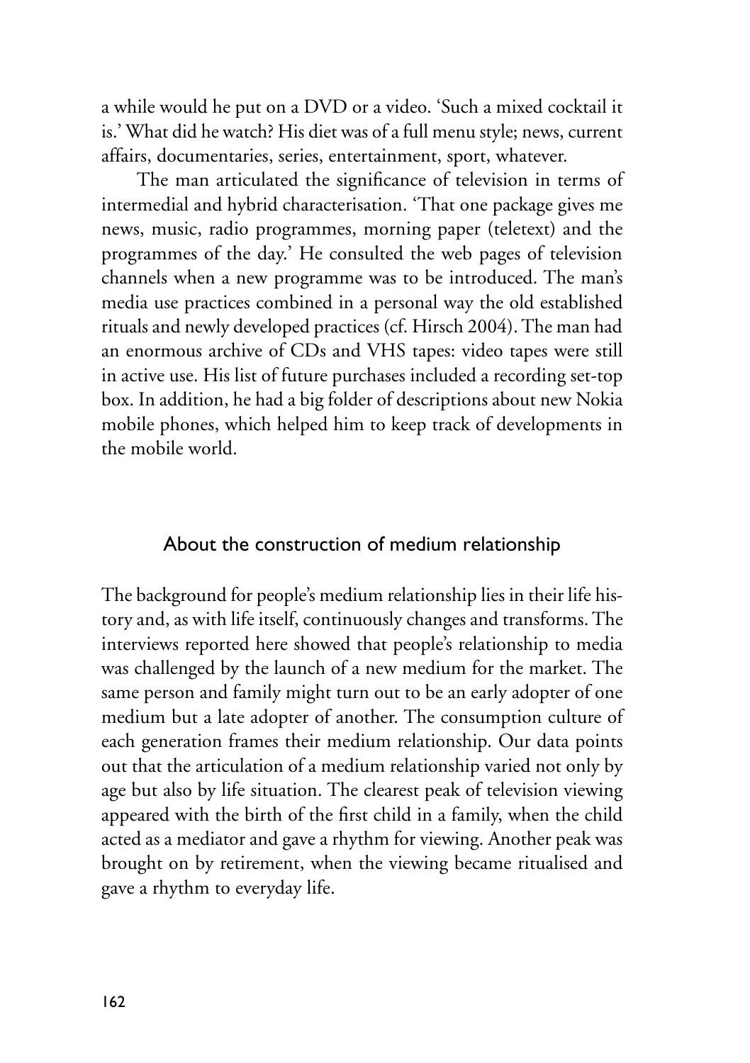a while would he put on a DVD or a video. 'Such a mixed cocktail it is.' What did he watch? His diet was of a full menu style; news, current affairs, documentaries, series, entertainment, sport, whatever.

The man articulated the significance of television in terms of intermedial and hybrid characterisation. 'That one package gives me news, music, radio programmes, morning paper (teletext) and the programmes of the day.' He consulted the web pages of television channels when a new programme was to be introduced. The man's media use practices combined in a personal way the old established rituals and newly developed practices (cf. Hirsch 2004). The man had an enormous archive of CDs and VHS tapes: video tapes were still in active use. His list of future purchases included a recording set-top box. In addition, he had a big folder of descriptions about new Nokia mobile phones, which helped him to keep track of developments in the mobile world.

## About the construction of medium relationship

The background for people's medium relationship lies in their life history and, as with life itself, continuously changes and transforms. The interviews reported here showed that people's relationship to media was challenged by the launch of a new medium for the market. The same person and family might turn out to be an early adopter of one medium but a late adopter of another. The consumption culture of each generation frames their medium relationship. Our data points out that the articulation of a medium relationship varied not only by age but also by life situation. The clearest peak of television viewing appeared with the birth of the first child in a family, when the child acted as a mediator and gave a rhythm for viewing. Another peak was brought on by retirement, when the viewing became ritualised and gave a rhythm to everyday life.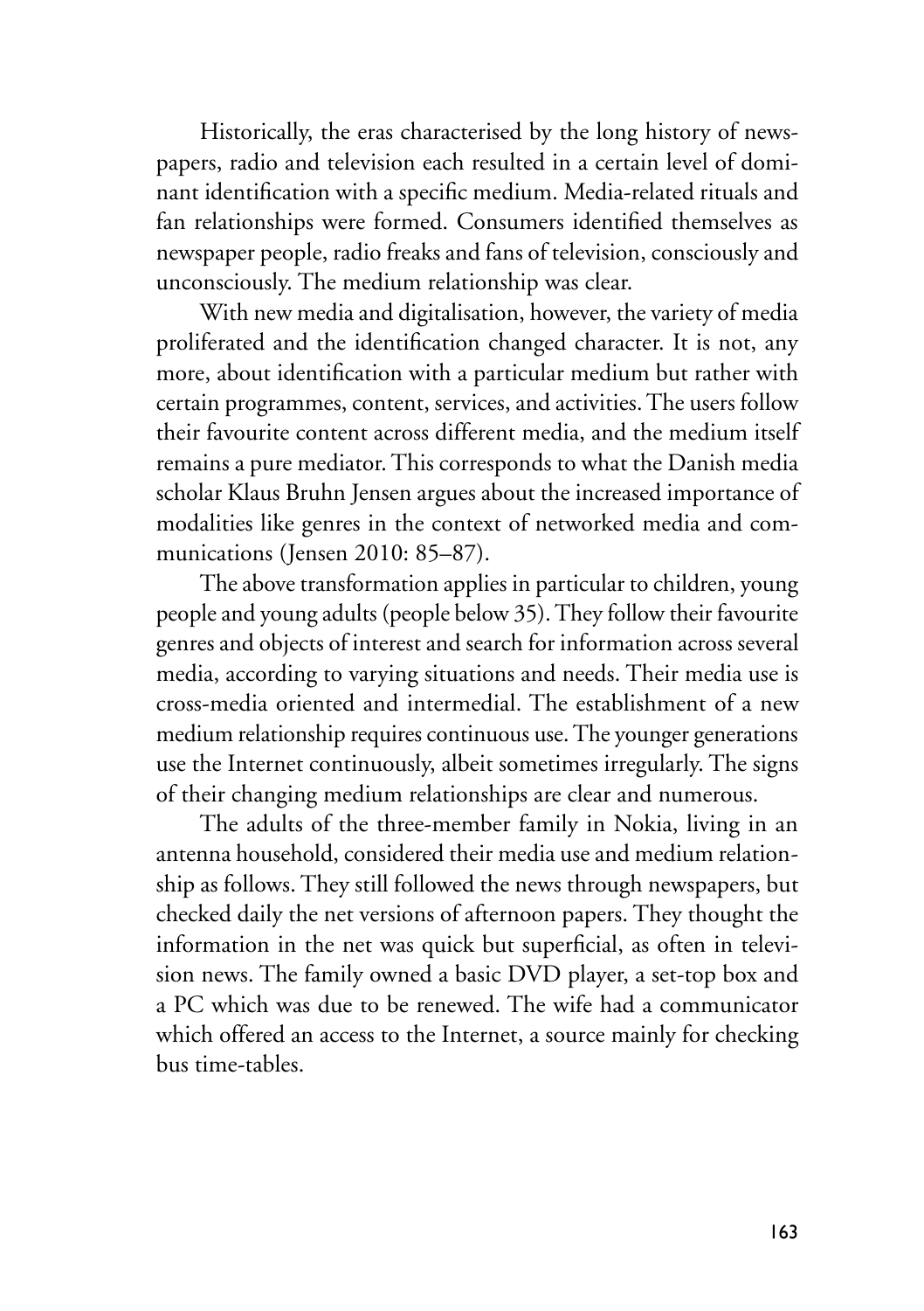Historically, the eras characterised by the long history of newspapers, radio and television each resulted in a certain level of dominant identification with a specific medium. Media-related rituals and fan relationships were formed. Consumers identified themselves as newspaper people, radio freaks and fans of television, consciously and unconsciously. The medium relationship was clear.

With new media and digitalisation, however, the variety of media proliferated and the identification changed character. It is not, any more, about identification with a particular medium but rather with certain programmes, content, services, and activities. The users follow their favourite content across different media, and the medium itself remains a pure mediator. This corresponds to what the Danish media scholar Klaus Bruhn Jensen argues about the increased importance of modalities like genres in the context of networked media and communications (Jensen 2010: 85–87).

The above transformation applies in particular to children, young people and young adults (people below 35). They follow their favourite genres and objects of interest and search for information across several media, according to varying situations and needs. Their media use is cross-media oriented and intermedial. The establishment of a new medium relationship requires continuous use. The younger generations use the Internet continuously, albeit sometimes irregularly. The signs of their changing medium relationships are clear and numerous.

The adults of the three-member family in Nokia, living in an antenna household, considered their media use and medium relationship as follows. They still followed the news through newspapers, but checked daily the net versions of afternoon papers. They thought the information in the net was quick but superficial, as often in television news. The family owned a basic DVD player, a set-top box and a PC which was due to be renewed. The wife had a communicator which offered an access to the Internet, a source mainly for checking bus time-tables.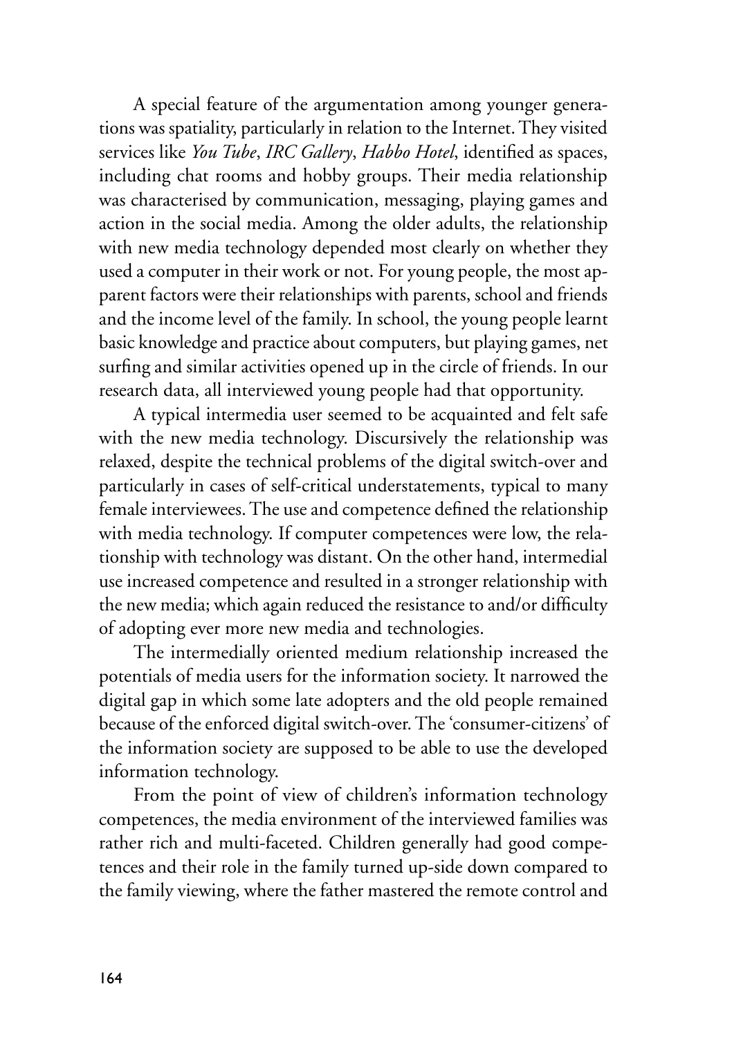A special feature of the argumentation among younger generations was spatiality, particularly in relation to the Internet. They visited services like *You Tube*, *IRC Gallery*, *Habbo Hotel*, identified as spaces, including chat rooms and hobby groups. Their media relationship was characterised by communication, messaging, playing games and action in the social media. Among the older adults, the relationship with new media technology depended most clearly on whether they used a computer in their work or not. For young people, the most apparent factors were their relationships with parents, school and friends and the income level of the family. In school, the young people learnt basic knowledge and practice about computers, but playing games, net surfing and similar activities opened up in the circle of friends. In our research data, all interviewed young people had that opportunity.

A typical intermedia user seemed to be acquainted and felt safe with the new media technology. Discursively the relationship was relaxed, despite the technical problems of the digital switch-over and particularly in cases of self-critical understatements, typical to many female interviewees. The use and competence defined the relationship with media technology. If computer competences were low, the relationship with technology was distant. On the other hand, intermedial use increased competence and resulted in a stronger relationship with the new media; which again reduced the resistance to and/or difficulty of adopting ever more new media and technologies.

The intermedially oriented medium relationship increased the potentials of media users for the information society. It narrowed the digital gap in which some late adopters and the old people remained because of the enforced digital switch-over. The 'consumer-citizens' of the information society are supposed to be able to use the developed information technology.

From the point of view of children's information technology competences, the media environment of the interviewed families was rather rich and multi-faceted. Children generally had good competences and their role in the family turned up-side down compared to the family viewing, where the father mastered the remote control and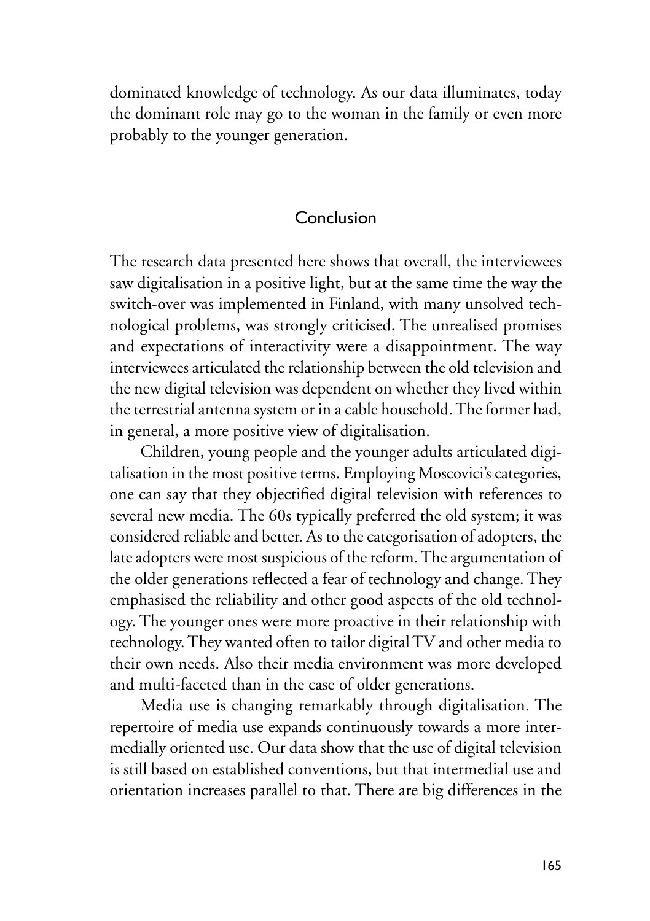dominated knowledge of technology. As our data illuminates, today the dominant role may go to the woman in the family or even more probably to the younger generation.

## Conclusion

The research data presented here shows that overall, the interviewees saw digitalisation in a positive light, but at the same time the way the switch-over was implemented in Finland, with many unsolved technological problems, was strongly criticised. The unrealised promises and expectations of interactivity were a disappointment. The way interviewees articulated the relationship between the old television and the new digital television was dependent on whether they lived within the terrestrial antenna system or in a cable household. The former had, in general, a more positive view of digitalisation.

Children, young people and the younger adults articulated digitalisation in the most positive terms. Employing Moscovici's categories, one can say that they objectified digital television with references to several new media. The 60s typically preferred the old system; it was considered reliable and better. As to the categorisation of adopters, the late adopters were most suspicious of the reform. The argumentation of the older generations reflected a fear of technology and change. They emphasised the reliability and other good aspects of the old technology. The younger ones were more proactive in their relationship with technology. They wanted often to tailor digital TV and other media to their own needs. Also their media environment was more developed and multi-faceted than in the case of older generations.

Media use is changing remarkably through digitalisation. The repertoire of media use expands continuously towards a more intermedially oriented use. Our data show that the use of digital television is still based on established conventions, but that intermedial use and orientation increases parallel to that. There are big differences in the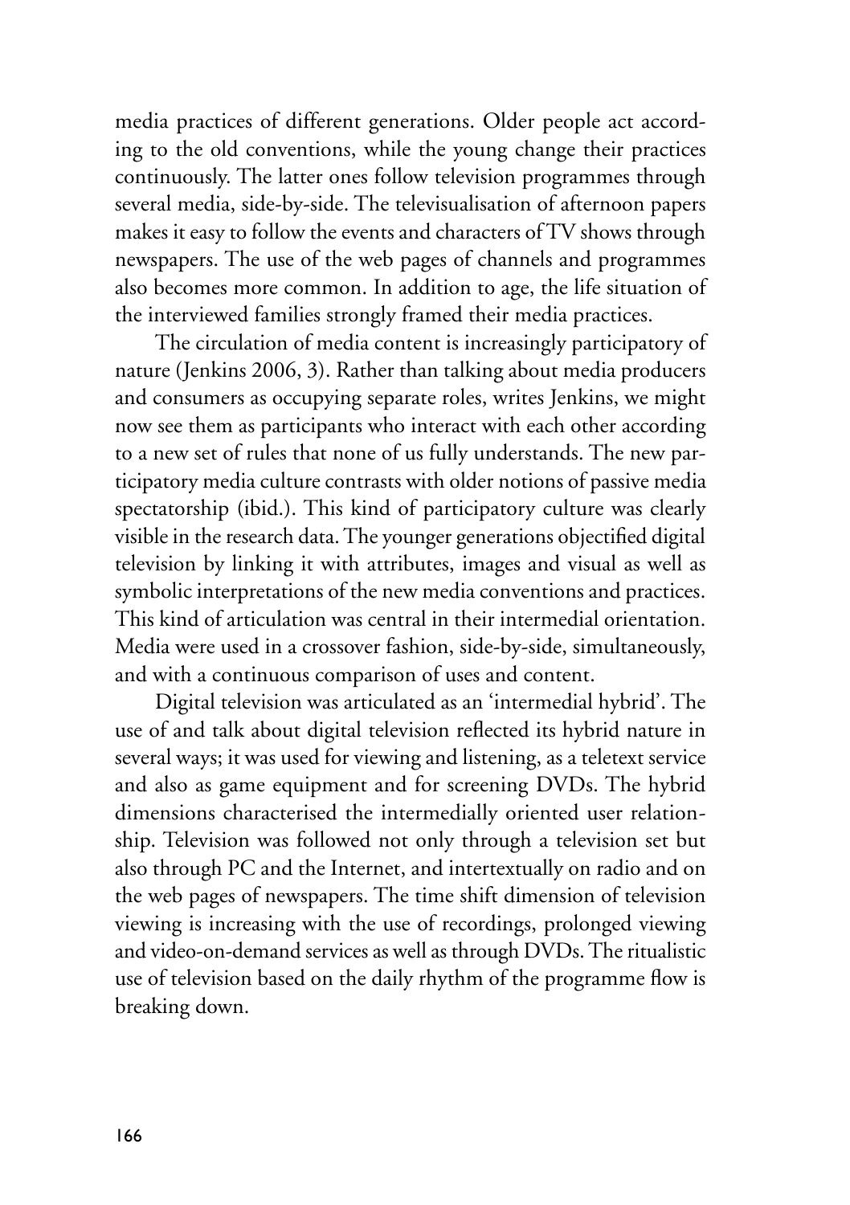media practices of different generations. Older people act according to the old conventions, while the young change their practices continuously. The latter ones follow television programmes through several media, side-by-side. The televisualisation of afternoon papers makes it easy to follow the events and characters of TV shows through newspapers. The use of the web pages of channels and programmes also becomes more common. In addition to age, the life situation of the interviewed families strongly framed their media practices.

The circulation of media content is increasingly participatory of nature (Jenkins 2006, 3). Rather than talking about media producers and consumers as occupying separate roles, writes Jenkins, we might now see them as participants who interact with each other according to a new set of rules that none of us fully understands. The new participatory media culture contrasts with older notions of passive media spectatorship (ibid.). This kind of participatory culture was clearly visible in the research data. The younger generations objectified digital television by linking it with attributes, images and visual as well as symbolic interpretations of the new media conventions and practices. This kind of articulation was central in their intermedial orientation. Media were used in a crossover fashion, side-by-side, simultaneously, and with a continuous comparison of uses and content.

Digital television was articulated as an 'intermedial hybrid'. The use of and talk about digital television reflected its hybrid nature in several ways; it was used for viewing and listening, as a teletext service and also as game equipment and for screening DVDs. The hybrid dimensions characterised the intermedially oriented user relationship. Television was followed not only through a television set but also through PC and the Internet, and intertextually on radio and on the web pages of newspapers. The time shift dimension of television viewing is increasing with the use of recordings, prolonged viewing and video-on-demand services as well as through DVDs. The ritualistic use of television based on the daily rhythm of the programme flow is breaking down.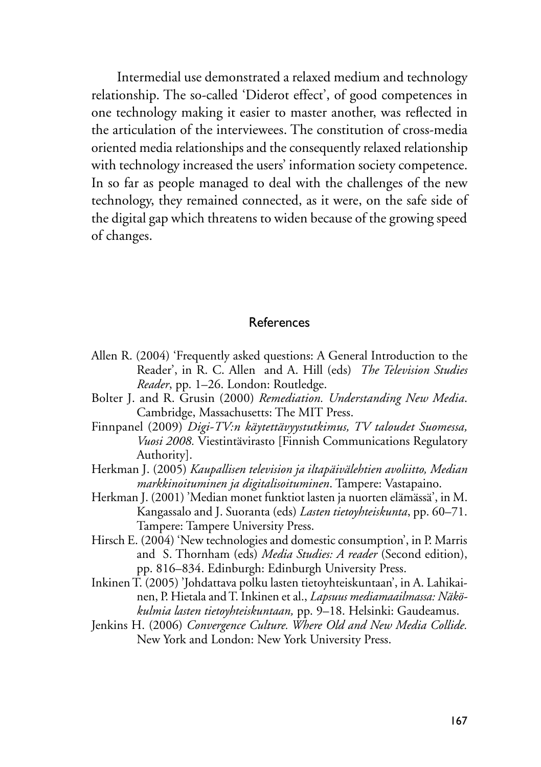Intermedial use demonstrated a relaxed medium and technology relationship. The so-called 'Diderot effect', of good competences in one technology making it easier to master another, was reflected in the articulation of the interviewees. The constitution of cross-media oriented media relationships and the consequently relaxed relationship with technology increased the users' information society competence. In so far as people managed to deal with the challenges of the new technology, they remained connected, as it were, on the safe side of the digital gap which threatens to widen because of the growing speed of changes.

## References

Allen R. (2004) 'Frequently asked questions: A General Introduction to the Reader', in R. C. Allen and A. Hill (eds) *The Television Studies Reader*, pp. 1–26. London: Routledge.

Bolter J. and R. Grusin (2000) *Remediation. Understanding New Media*. Cambridge, Massachusetts: The MIT Press.

Finnpanel (2009) *Digi-TV:n käytettävyystutkimus, TV taloudet Suomessa, Vuosi 2008.* Viestintävirasto [Finnish Communications Regulatory Authority].

Herkman J. (2005) *Kaupallisen television ja iltapäivälehtien avoliitto, Median markkinoituminen ja digitalisoituminen*. Tampere: Vastapaino.

Herkman J. (2001) 'Median monet funktiot lasten ja nuorten elämässä', in M. Kangassalo and J. Suoranta (eds) *Lasten tietoyhteiskunta*, pp. 60–71. Tampere: Tampere University Press.

Hirsch E. (2004) 'New technologies and domestic consumption', in P. Marris and S. Thornham (eds) *Media Studies: A reader* (Second edition), pp. 816–834. Edinburgh: Edinburgh University Press.

Inkinen T. (2005) 'Johdattava polku lasten tietoyhteiskuntaan', in A. Lahikainen, P. Hietala and T. Inkinen et al., *Lapsuus mediamaailmassa: Näkökulmia lasten tietoyhteiskuntaan,* pp. 9–18. Helsinki: Gaudeamus.

Jenkins H. (2006) *Convergence Culture. Where Old and New Media Collide.* New York and London: New York University Press.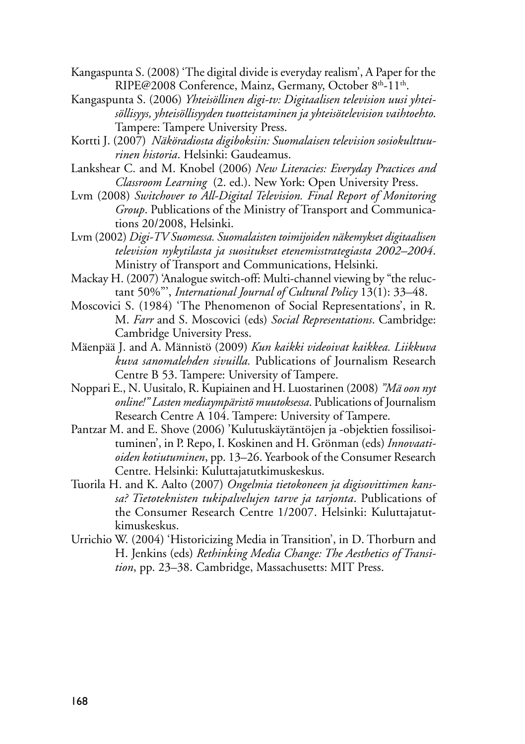Kangaspunta S. (2008) 'The digital divide is everyday realism', A Paper for the RIPE@2008 Conference, Mainz, Germany, October 8th-11th.

Kangaspunta S. (2006) *Yhteisöllinen digi-tv: Digitaalisen television uusi yhteisöllisyys, yhteisöllisyyden tuotteistaminen ja yhteisötelevision vaihtoehto*. Tampere: Tampere University Press.

Kortti J. (2007) *Näköradiosta digiboksiin: Suomalaisen television sosiokulttuurinen historia*. Helsinki: Gaudeamus.

Lankshear C. and M. Knobel (2006) *New Literacies: Everyday Practices and Classroom Learning* (2. ed.). New York: Open University Press.

Lvm (2008) *Switchover to All-Digital Television. Final Report of Monitoring Group*. Publications of the Ministry of Transport and Communications 20/2008, Helsinki.

Lvm (2002) *Digi-TV Suomessa. Suomalaisten toimijoiden näkemykset digitaalisen television nykytilasta ja suositukset etenemisstrategiasta 2002–2004*. Ministry of Transport and Communications, Helsinki.

Mackay H. (2007) 'Analogue switch-off: Multi-channel viewing by "the reluctant 50%"', *International Journal of Cultural Policy* 13(1): 33–48.

Moscovici S. (1984) 'The Phenomenon of Social Representations', in R. M. *Farr* and S. Moscovici (eds) *Social Representations*. Cambridge: Cambridge University Press.

Mäenpää J. and A. Männistö (2009) *Kun kaikki videoivat kaikkea. Liikkuva kuva sanomalehden sivuilla.* Publications of Journalism Research Centre B 53. Tampere: University of Tampere.

Noppari E., N. Uusitalo, R. Kupiainen and H. Luostarinen (2008) *"Mä oon nyt online!" Lasten mediaympäristö muutoksessa*. Publications of Journalism Research Centre A 104. Tampere: University of Tampere.

Pantzar M. and E. Shove (2006) 'Kulutuskäytäntöjen ja -objektien fossilisoituminen', in P. Repo, I. Koskinen and H. Grönman (eds) *Innovaatioiden kotiutuminen*, pp. 13–26. Yearbook of the Consumer Research Centre. Helsinki: Kuluttajatutkimuskeskus.

Tuorila H. and K. Aalto (2007) *Ongelmia tietokoneen ja digisovittimen kanssa? Tietoteknisten tukipalvelujen tarve ja tarjonta*. Publications of the Consumer Research Centre 1/2007. Helsinki: Kuluttajatutkimuskeskus.

Urrichio W. (2004) 'Historicizing Media in Transition', in D. Thorburn and H. Jenkins (eds) *Rethinking Media Change: The Aesthetics of Transition*, pp. 23–38. Cambridge, Massachusetts: MIT Press.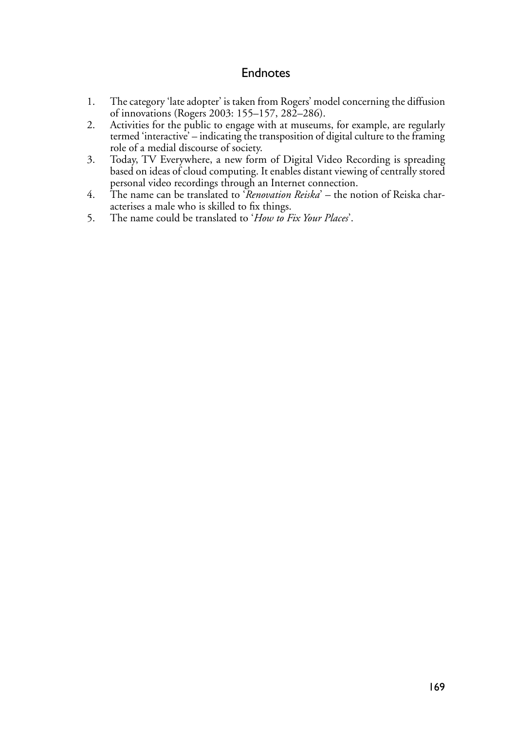## Endnotes

1. The category 'late adopter' is taken from Rogers' model concerning the diffusion of innovations (Rogers 2003: 155–157, 282–286).
2. Activities for the public to engage with at museums, for example, are regularly termed 'interactive' – indicating the transposition of digital culture to the framing role of a medial discourse of society.
3. Today, TV Everywhere, a new form of Digital Video Recording is spreading based on ideas of cloud computing. It enables distant viewing of centrally stored personal video recordings through an Internet connection.
4. The name can be translated to '*Renovation Reiska*' – the notion of Reiska characterises a male who is skilled to fix things.
5. The name could be translated to '*How to Fix Your Places*'.